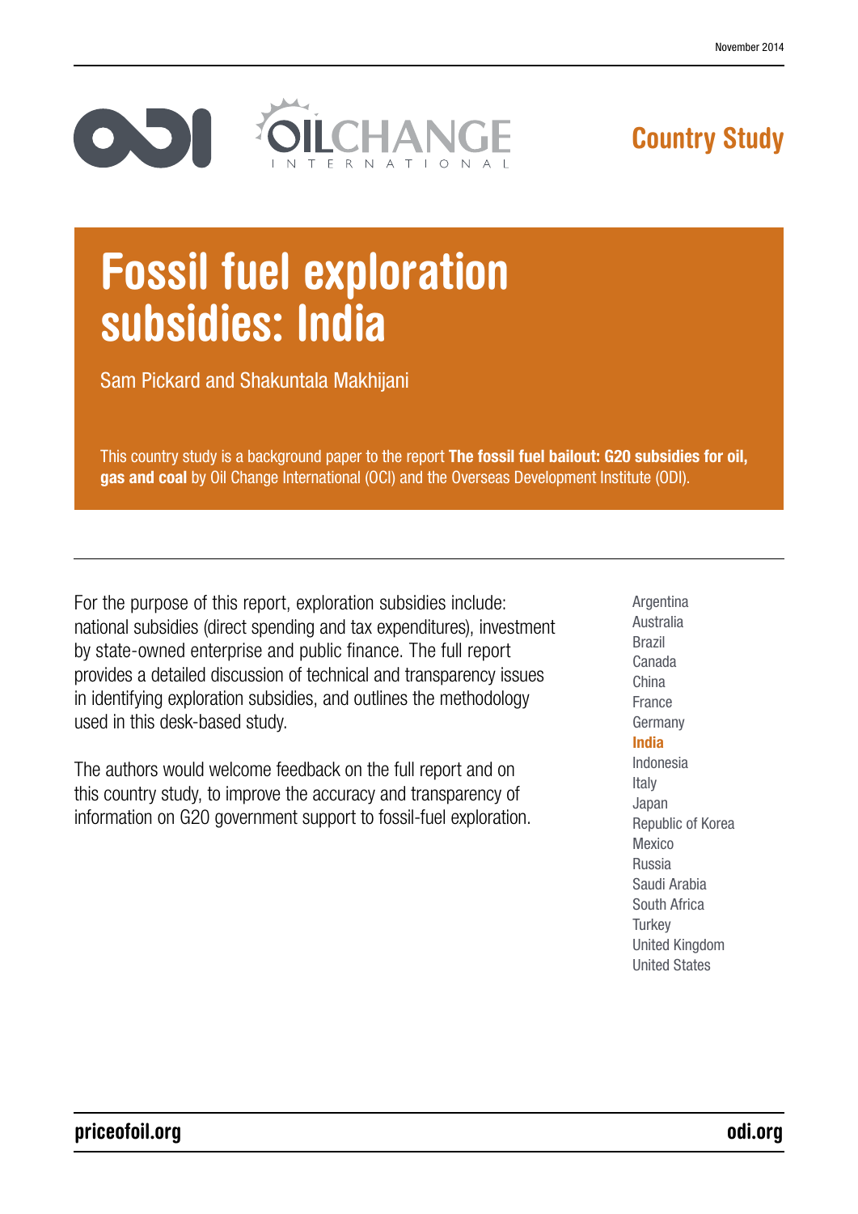November 2014

Country Study

# Fossil fuel exploration subsidies: India

Sam Pickard and Shakuntala Makhijani

This country study is a background paper to the report **The fossil fuel bailout: G20 subsidies for oil, gas and coal** by Oil Change International (OCI) and the Overseas Development Institute (ODI).

For the purpose of this report, exploration subsidies include: national subsidies (direct spending and tax expenditures), investment by state-owned enterprise and public finance. The full report provides a detailed discussion of technical and transparency issues in identifying exploration subsidies, and outlines the methodology used in this desk-based study.

The authors would welcome feedback on the full report and on this country study, to improve the accuracy and transparency of information on G20 government support to fossil-fuel exploration.

- Argentina
- Australia
- Brazil
- Canada
- China
- France
- Germany
- **India**
- Indonesia
- Italy
- Japan
- Republic of Korea
- Mexico
- Russia
- Saudi Arabia
- South Africa
- Turkey
- United Kingdom
- United States

priceofoil.org

odi.org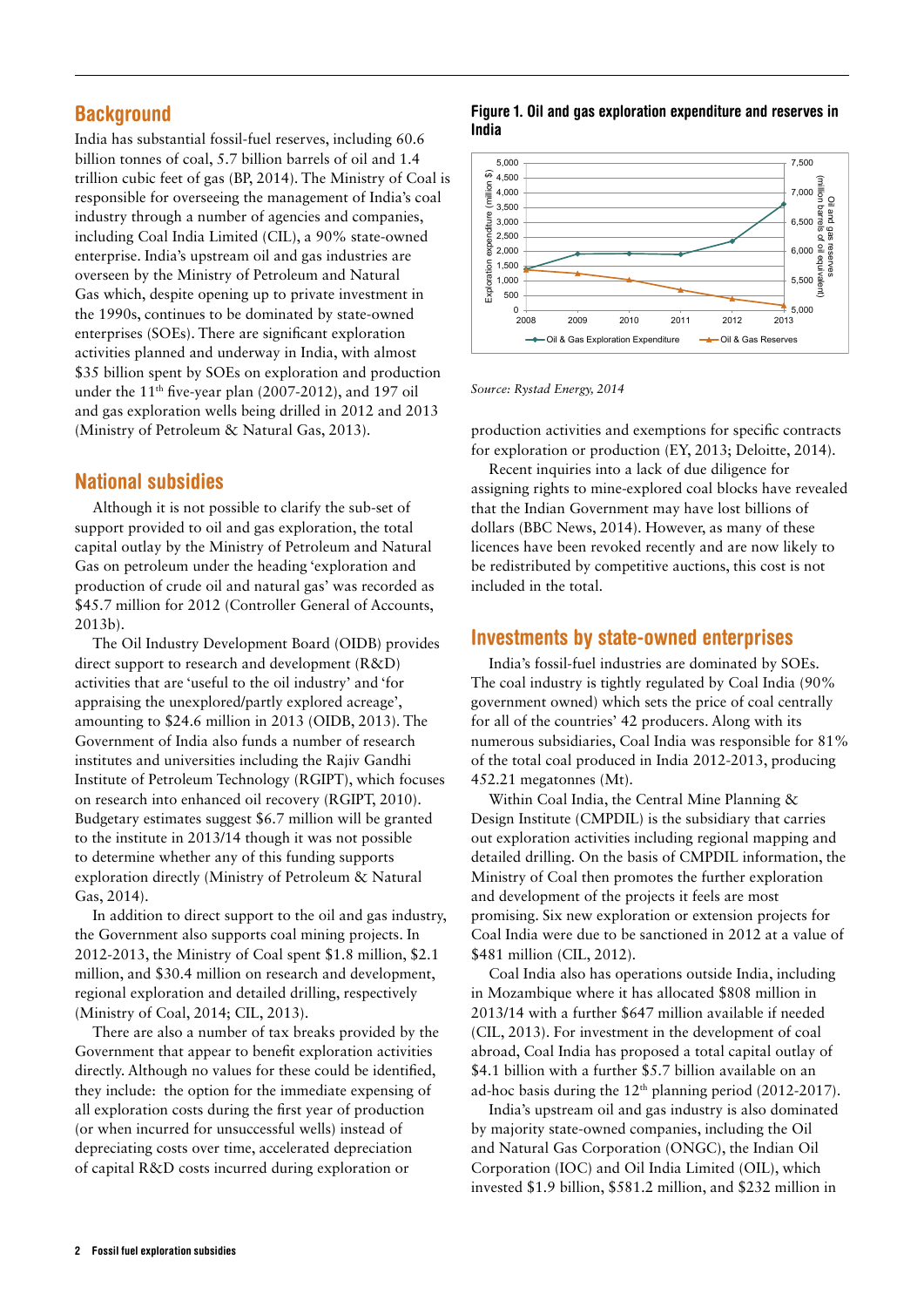## Background

India has substantial fossil-fuel reserves, including 60.6 billion tonnes of coal, 5.7 billion barrels of oil and 1.4 trillion cubic feet of gas (BP, 2014). The Ministry of Coal is responsible for overseeing the management of India's coal industry through a number of agencies and companies, including Coal India Limited (CIL), a 90% state-owned enterprise. India's upstream oil and gas industries are overseen by the Ministry of Petroleum and Natural Gas which, despite opening up to private investment in the 1990s, continues to be dominated by state-owned enterprises (SOEs). There are significant exploration activities planned and underway in India, with almost $35 billion spent by SOEs on exploration and production under the 11th five-year plan (2007-2012), and 197 oil and gas exploration wells being drilled in 2012 and 2013 (Ministry of Petroleum & Natural Gas, 2013).

## National subsidies

Although it is not possible to clarify the sub-set of support provided to oil and gas exploration, the total capital outlay by the Ministry of Petroleum and Natural Gas on petroleum under the heading 'exploration and production of crude oil and natural gas' was recorded as $45.7 million for 2012 (Controller General of Accounts, 2013b).

The Oil Industry Development Board (OIDB) provides direct support to research and development (R&D) activities that are 'useful to the oil industry' and 'for appraising the unexplored/partly explored acreage', amounting to $24.6 million in 2013 (OIDB, 2013). The Government of India also funds a number of research institutes and universities including the Rajiv Gandhi Institute of Petroleum Technology (RGIPT), which focuses on research into enhanced oil recovery (RGIPT, 2010). Budgetary estimates suggest $6.7 million will be granted to the institute in 2013/14 though it was not possible to determine whether any of this funding supports exploration directly (Ministry of Petroleum & Natural Gas, 2014).

In addition to direct support to the oil and gas industry, the Government also supports coal mining projects. In 2012-2013, the Ministry of Coal spent $1.8 million, $2.1 million, and $30.4 million on research and development, regional exploration and detailed drilling, respectively (Ministry of Coal, 2014; CIL, 2013).

There are also a number of tax breaks provided by the Government that appear to benefit exploration activities directly. Although no values for these could be identified, they include: the option for the immediate expensing of all exploration costs during the first year of production (or when incurred for unsuccessful wells) instead of depreciating costs over time, accelerated depreciation of capital R&D costs incurred during exploration or production activities and exemptions for specific contracts for exploration or production (EY, 2013; Deloitte, 2014).

Recent inquiries into a lack of due diligence for assigning rights to mine-explored coal blocks have revealed that the Indian Government may have lost billions of dollars (BBC News, 2014). However, as many of these licences have been revoked recently and are now likely to be redistributed by competitive auctions, this cost is not included in the total.

**Figure 1. Oil and gas exploration expenditure and reserves in India**

*Source: Rystad Energy, 2014*

## Investments by state-owned enterprises

India's fossil-fuel industries are dominated by SOEs. The coal industry is tightly regulated by Coal India (90% government owned) which sets the price of coal centrally for all of the countries' 42 producers. Along with its numerous subsidiaries, Coal India was responsible for 81% of the total coal produced in India 2012-2013, producing 452.21 megatonnes (Mt).

Within Coal India, the Central Mine Planning & Design Institute (CMPDIL) is the subsidiary that carries out exploration activities including regional mapping and detailed drilling. On the basis of CMPDIL information, the Ministry of Coal then promotes the further exploration and development of the projects it feels are most promising. Six new exploration or extension projects for Coal India were due to be sanctioned in 2012 at a value of $481 million (CIL, 2012).

Coal India also has operations outside India, including in Mozambique where it has allocated $808 million in 2013/14 with a further $647 million available if needed (CIL, 2013). For investment in the development of coal abroad, Coal India has proposed a total capital outlay of $4.1 billion with a further $5.7 billion available on an ad-hoc basis during the 12th planning period (2012-2017).

India's upstream oil and gas industry is also dominated by majority state-owned companies, including the Oil and Natural Gas Corporation (ONGC), the Indian Oil Corporation (IOC) and Oil India Limited (OIL), which invested $1.9 billion, $581.2 million, and $232 million in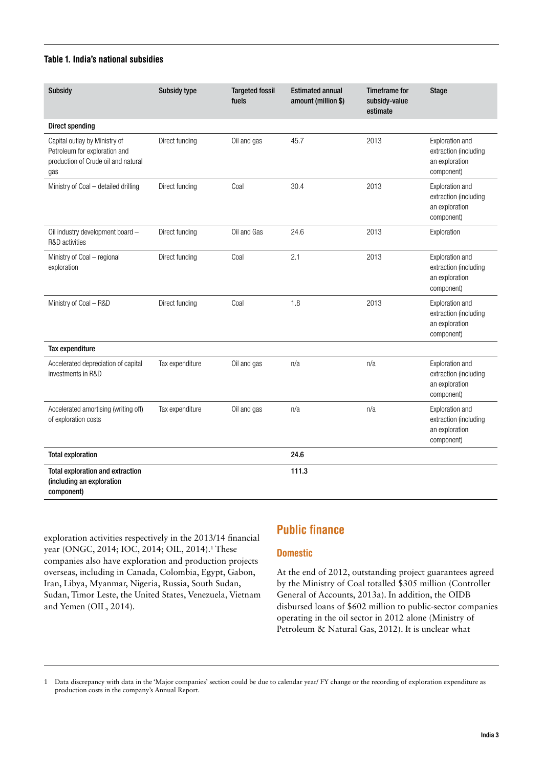**Table 1. India's national subsidies**

| Subsidy | Subsidy type | Targeted fossil fuels | Estimated annual amount (million $) | Timeframe for subsidy-value estimate | Stage |
|---|---|---|---|---|---|
| **Direct spending** | | | | | |
| Capital outlay by Ministry of Petroleum for exploration and production of Crude oil and natural gas | Direct funding | Oil and gas | 45.7 | 2013 | Exploration and extraction (including an exploration component) |
| Ministry of Coal – detailed drilling | Direct funding | Coal | 30.4 | 2013 | Exploration and extraction (including an exploration component) |
| Oil industry development board – R&D activities | Direct funding | Oil and Gas | 24.6 | 2013 | Exploration |
| Ministry of Coal – regional exploration | Direct funding | Coal | 2.1 | 2013 | Exploration and extraction (including an exploration component) |
| Ministry of Coal – R&D | Direct funding | Coal | 1.8 | 2013 | Exploration and extraction (including an exploration component) |
| **Tax expenditure** | | | | | |
| Accelerated depreciation of capital investments in R&D | Tax expenditure | Oil and gas | n/a | n/a | Exploration and extraction (including an exploration component) |
| Accelerated amortising (writing off) of exploration costs | Tax expenditure | Oil and gas | n/a | n/a | Exploration and extraction (including an exploration component) |
| **Total exploration** | | | **24.6** | | |
| **Total exploration and extraction (including an exploration component)** | | | **111.3** | | |

exploration activities respectively in the 2013/14 financial year (ONGC, 2014; IOC, 2014; OIL, 2014).[1] These companies also have exploration and production projects overseas, including in Canada, Colombia, Egypt, Gabon, Iran, Libya, Myanmar, Nigeria, Russia, South Sudan, Sudan, Timor Leste, the United States, Venezuela, Vietnam and Yemen (OIL, 2014).

## Public finance

### Domestic

At the end of 2012, outstanding project guarantees agreed by the Ministry of Coal totalled $305 million (Controller General of Accounts, 2013a). In addition, the OIDB disbursed loans of $602 million to public-sector companies operating in the oil sector in 2012 alone (Ministry of Petroleum & Natural Gas, 2012). It is unclear what

1 Data discrepancy with data in the 'Major companies' section could be due to calendar year/ FY change or the recording of exploration expenditure as production costs in the company's Annual Report.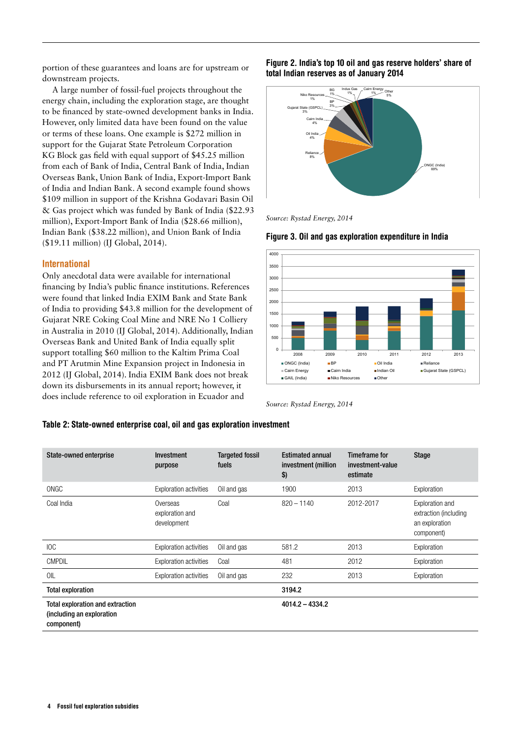portion of these guarantees and loans are for upstream or downstream projects.

A large number of fossil-fuel projects throughout the energy chain, including the exploration stage, are thought to be financed by state-owned development banks in India. However, only limited data have been found on the value or terms of these loans. One example is $272 million in support for the Gujarat State Petroleum Corporation KG Block gas field with equal support of $45.25 million from each of Bank of India, Central Bank of India, Indian Overseas Bank, Union Bank of India, Export-Import Bank of India and Indian Bank. A second example found shows $109 million in support of the Krishna Godavari Basin Oil & Gas project which was funded by Bank of India ($22.93 million), Export-Import Bank of India ($28.66 million), Indian Bank ($38.22 million), and Union Bank of India ($19.11 million) (IJ Global, 2014).

## International

Only anecdotal data were available for international financing by India's public finance institutions. References were found that linked India EXIM Bank and State Bank of India to providing $43.8 million for the development of Gujarat NRE Coking Coal Mine and NRE No 1 Colliery in Australia in 2010 (IJ Global, 2014). Additionally, Indian Overseas Bank and United Bank of India equally split support totalling $60 million to the Kaltim Prima Coal and PT Arutmin Mine Expansion project in Indonesia in 2012 (IJ Global, 2014). India EXIM Bank does not break down its disbursements in its annual report; however, it does include reference to oil exploration in Ecuador and

**Figure 2. India's top 10 oil and gas reserve holders' share of total Indian reserves as of January 2014**

*Source: Rystad Energy, 2014*

**Figure 3. Oil and gas exploration expenditure in India**

*Source: Rystad Energy, 2014*

**Table 2: State-owned enterprise coal, oil and gas exploration investment**

| State-owned enterprise | Investment purpose | Targeted fossil fuels | Estimated annual investment (million $) | Timeframe for investment-value estimate | Stage |
|---|---|---|---|---|---|
| ONGC | Exploration activities | Oil and gas | 1900 | 2013 | Exploration |
| Coal India | Overseas exploration and development | Coal | 820 – 1140 | 2012-2017 | Exploration and extraction (including an exploration component) |
| IOC | Exploration activities | Oil and gas | 581.2 | 2013 | Exploration |
| CMPDIL | Exploration activities | Coal | 481 | 2012 | Exploration |
| OIL | Exploration activities | Oil and gas | 232 | 2013 | Exploration |
| **Total exploration** | | | **3194.2** | | |
| **Total exploration and extraction (including an exploration component)** | | | **4014.2 – 4334.2** | | |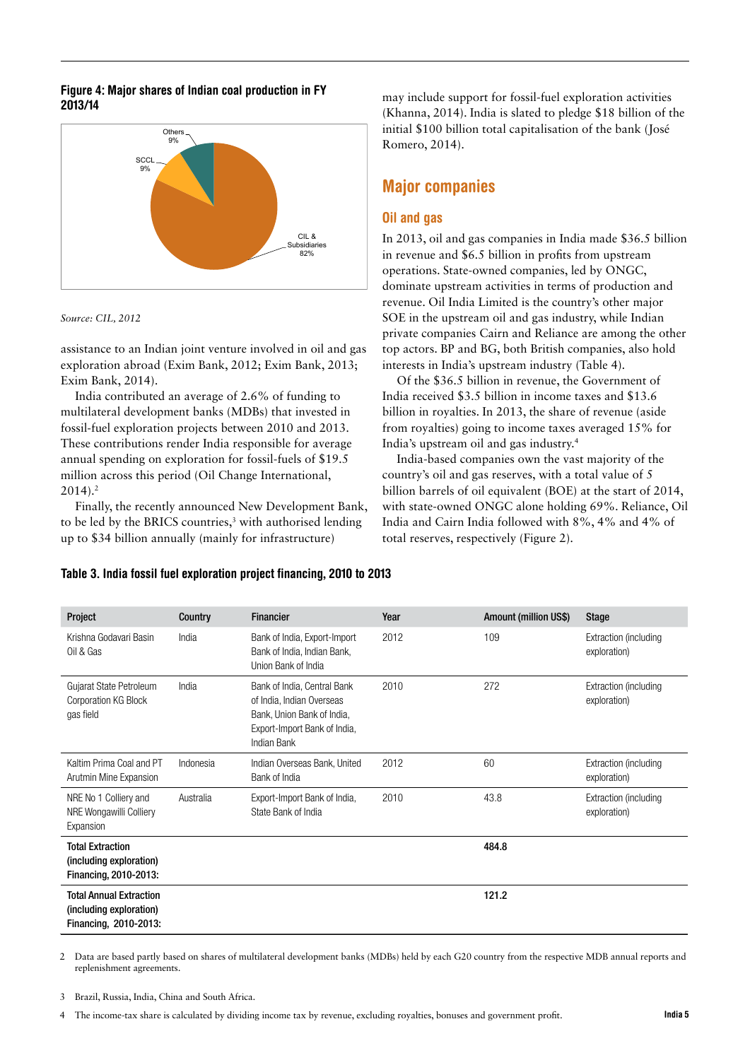**Figure 4: Major shares of Indian coal production in FY 2013/14**

Others 9%
SCCL 9%
CIL & Subsidiaries 82%

*Source: CIL, 2012*

assistance to an Indian joint venture involved in oil and gas exploration abroad (Exim Bank, 2012; Exim Bank, 2013; Exim Bank, 2014).

India contributed an average of 2.6% of funding to multilateral development banks (MDBs) that invested in fossil-fuel exploration projects between 2010 and 2013. These contributions render India responsible for average annual spending on exploration for fossil-fuels of $19.5 million across this period (Oil Change International, 2014).[2]

Finally, the recently announced New Development Bank, to be led by the BRICS countries,[3] with authorised lending up to $34 billion annually (mainly for infrastructure) may include support for fossil-fuel exploration activities (Khanna, 2014). India is slated to pledge $18 billion of the initial $100 billion total capitalisation of the bank (José Romero, 2014).

## Major companies

### Oil and gas

In 2013, oil and gas companies in India made $36.5 billion in revenue and $6.5 billion in profits from upstream operations. State-owned companies, led by ONGC, dominate upstream activities in terms of production and revenue. Oil India Limited is the country's other major SOE in the upstream oil and gas industry, while Indian private companies Cairn and Reliance are among the other top actors. BP and BG, both British companies, also hold interests in India's upstream industry (Table 4).

Of the $36.5 billion in revenue, the Government of India received $3.5 billion in income taxes and $13.6 billion in royalties. In 2013, the share of revenue (aside from royalties) going to income taxes averaged 15% for India's upstream oil and gas industry.[4]

India-based companies own the vast majority of the country's oil and gas reserves, with a total value of 5 billion barrels of oil equivalent (BOE) at the start of 2014, with state-owned ONGC alone holding 69%. Reliance, Oil India and Cairn India followed with 8%, 4% and 4% of total reserves, respectively (Figure 2).

**Table 3. India fossil fuel exploration project financing, 2010 to 2013**

| Project | Country | Financier | Year | Amount (million US$) | Stage |
|---|---|---|---|---|---|
| Krishna Godavari Basin Oil & Gas | India | Bank of India, Export-Import Bank of India, Indian Bank, Union Bank of India | 2012 | 109 | Extraction (including exploration) |
| Gujarat State Petroleum Corporation KG Block gas field | India | Bank of India, Central Bank of India, Indian Overseas Bank, Union Bank of India, Export-Import Bank of India, Indian Bank | 2010 | 272 | Extraction (including exploration) |
| Kaltim Prima Coal and PT Arutmin Mine Expansion | Indonesia | Indian Overseas Bank, United Bank of India | 2012 | 60 | Extraction (including exploration) |
| NRE No 1 Colliery and NRE Wongawilli Colliery Expansion | Australia | Export-Import Bank of India, State Bank of India | 2010 | 43.8 | Extraction (including exploration) |
| **Total Extraction (including exploration) Financing, 2010-2013:** | | | | **484.8** | |
| **Total Annual Extraction (including exploration) Financing, 2010-2013:** | | | | **121.2** | |

2 Data are based partly based on shares of multilateral development banks (MDBs) held by each G20 country from the respective MDB annual reports and replenishment agreements.

3 Brazil, Russia, India, China and South Africa.

4 The income-tax share is calculated by dividing income tax by revenue, excluding royalties, bonuses and government profit.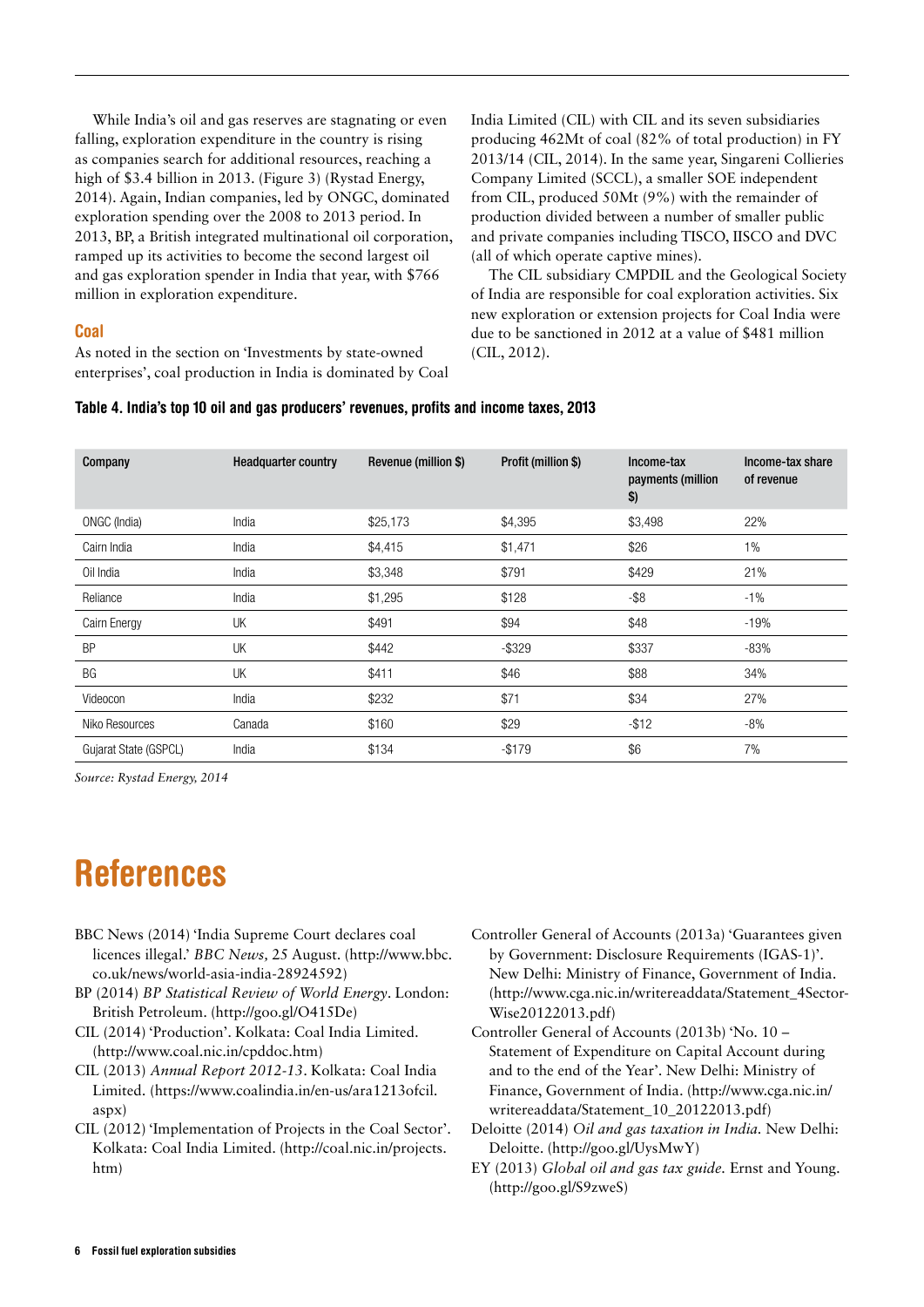While India's oil and gas reserves are stagnating or even falling, exploration expenditure in the country is rising as companies search for additional resources, reaching a high of $3.4 billion in 2013. (Figure 3) (Rystad Energy, 2014). Again, Indian companies, led by ONGC, dominated exploration spending over the 2008 to 2013 period. In 2013, BP, a British integrated multinational oil corporation, ramped up its activities to become the second largest oil and gas exploration spender in India that year, with $766 million in exploration expenditure.

## Coal

As noted in the section on 'Investments by state-owned enterprises', coal production in India is dominated by Coal India Limited (CIL) with CIL and its seven subsidiaries producing 462Mt of coal (82% of total production) in FY 2013/14 (CIL, 2014). In the same year, Singareni Collieries Company Limited (SCCL), a smaller SOE independent from CIL, produced 50Mt (9%) with the remainder of production divided between a number of smaller public and private companies including TISCO, IISCO and DVC (all of which operate captive mines).

The CIL subsidiary CMPDIL and the Geological Society of India are responsible for coal exploration activities. Six new exploration or extension projects for Coal India were due to be sanctioned in 2012 at a value of $481 million (CIL, 2012).

**Table 4. India's top 10 oil and gas producers' revenues, profits and income taxes, 2013**

| Company | Headquarter country | Revenue (million $) | Profit (million $) | Income-tax payments (million $) | Income-tax share of revenue |
|---|---|---|---|---|---|
| ONGC (India) | India | $25,173 | $4,395 | $3,498 | 22% |
| Cairn India | India | $4,415 | $1,471 | $26 | 1% |
| Oil India | India | $3,348 | $791 | $429 | 21% |
| Reliance | India | $1,295 | $128 | -$8 | -1% |
| Cairn Energy | UK | $491 | $94 | $48 | -19% |
| BP | UK | $442 | -$329 | $337 | -83% |
| BG | UK | $411 | $46 | $88 | 34% |
| Videocon | India | $232 | $71 | $34 | 27% |
| Niko Resources | Canada | $160 | $29 | -$12 | -8% |
| Gujarat State (GSPCL) | India | $134 | -$179 | $6 | 7% |

*Source: Rystad Energy, 2014*

# References

BBC News (2014) 'India Supreme Court declares coal licences illegal.' *BBC News,* 25 August. (http://www.bbc.co.uk/news/world-asia-india-28924592)

BP (2014) *BP Statistical Review of World Energy*. London: British Petroleum. (http://goo.gl/O415De)

CIL (2014) 'Production'. Kolkata: Coal India Limited. (http://www.coal.nic.in/cpddoc.htm)

CIL (2013) *Annual Report 2012-13*. Kolkata: Coal India Limited. (https://www.coalindia.in/en-us/ara1213ofcil.aspx)

CIL (2012) 'Implementation of Projects in the Coal Sector'. Kolkata: Coal India Limited. (http://coal.nic.in/projects.htm)

Controller General of Accounts (2013a) 'Guarantees given by Government: Disclosure Requirements (IGAS-1)'. New Delhi: Ministry of Finance, Government of India. (http://www.cga.nic.in/writereaddata/Statement_4Sector-Wise20122013.pdf)

Controller General of Accounts (2013b) 'No. 10 – Statement of Expenditure on Capital Account during and to the end of the Year'. New Delhi: Ministry of Finance, Government of India. (http://www.cga.nic.in/writereaddata/Statement_10_20122013.pdf)

Deloitte (2014) *Oil and gas taxation in India.* New Delhi: Deloitte. (http://goo.gl/UysMwY)

EY (2013) *Global oil and gas tax guide.* Ernst and Young. (http://goo.gl/S9zweS)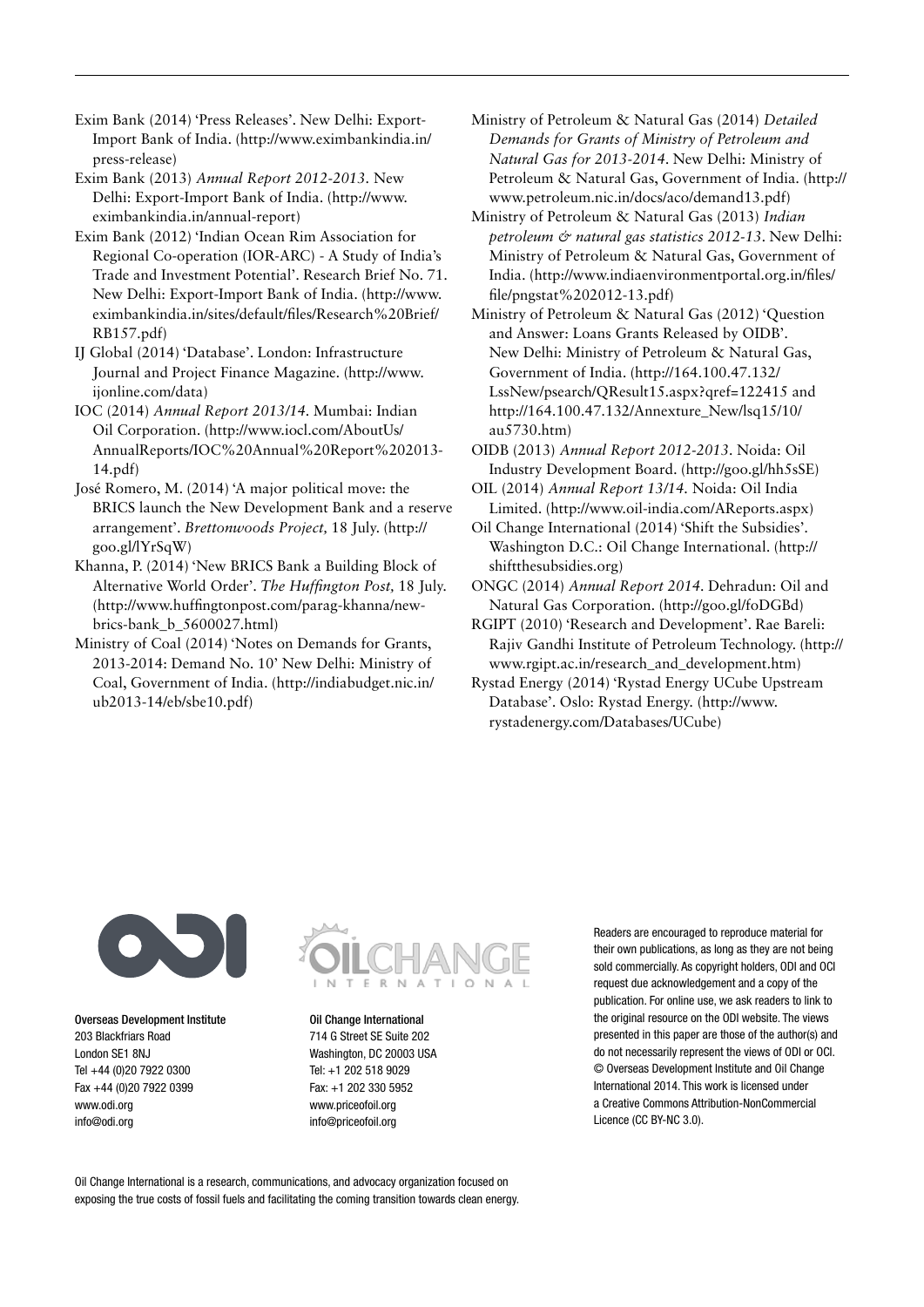Exim Bank (2014) 'Press Releases'. New Delhi: Export-Import Bank of India. (http://www.eximbankindia.in/press-release)

Exim Bank (2013) *Annual Report 2012-2013*. New Delhi: Export-Import Bank of India. (http://www.eximbankindia.in/annual-report)

Exim Bank (2012) 'Indian Ocean Rim Association for Regional Co-operation (IOR-ARC) - A Study of India's Trade and Investment Potential'. Research Brief No. 71. New Delhi: Export-Import Bank of India. (http://www.eximbankindia.in/sites/default/files/Research%20Brief/RB157.pdf)

IJ Global (2014) 'Database'. London: Infrastructure Journal and Project Finance Magazine. (http://www.ijonline.com/data)

IOC (2014) *Annual Report 2013/14*. Mumbai: Indian Oil Corporation. (http://www.iocl.com/AboutUs/AnnualReports/IOC%20Annual%20Report%202013-14.pdf)

José Romero, M. (2014) 'A major political move: the BRICS launch the New Development Bank and a reserve arrangement'. *Brettonwoods Project,* 18 July. (http://goo.gl/lYrSqW)

Khanna, P. (2014) 'New BRICS Bank a Building Block of Alternative World Order'. *The Huffington Post,* 18 July. (http://www.huffingtonpost.com/parag-khanna/new-brics-bank_b_5600027.html)

Ministry of Coal (2014) 'Notes on Demands for Grants, 2013-2014: Demand No. 10' New Delhi: Ministry of Coal, Government of India. (http://indiabudget.nic.in/ub2013-14/eb/sbe10.pdf)

Ministry of Petroleum & Natural Gas (2014) *Detailed Demands for Grants of Ministry of Petroleum and Natural Gas for 2013-2014*. New Delhi: Ministry of Petroleum & Natural Gas, Government of India. (http://www.petroleum.nic.in/docs/aco/demand13.pdf)

Ministry of Petroleum & Natural Gas (2013) *Indian petroleum & natural gas statistics 2012-13*. New Delhi: Ministry of Petroleum & Natural Gas, Government of India. (http://www.indiaenvironmentportal.org.in/files/file/pngstat%202012-13.pdf)

Ministry of Petroleum & Natural Gas (2012) 'Question and Answer: Loans Grants Released by OIDB'. New Delhi: Ministry of Petroleum & Natural Gas, Government of India. (http://164.100.47.132/LssNew/psearch/QResult15.aspx?qref=122415 and http://164.100.47.132/Annexture_New/lsq15/10/au5730.htm)

OIDB (2013) *Annual Report 2012-2013*. Noida: Oil Industry Development Board. (http://goo.gl/hh5sSE)

OIL (2014) *Annual Report 13/14*. Noida: Oil India Limited. (http://www.oil-india.com/AReports.aspx)

Oil Change International (2014) 'Shift the Subsidies'. Washington D.C.: Oil Change International. (http://shiftthesubsidies.org)

ONGC (2014) *Annual Report 2014*. Dehradun: Oil and Natural Gas Corporation. (http://goo.gl/foDGBd)

RGIPT (2010) 'Research and Development'. Rae Bareli: Rajiv Gandhi Institute of Petroleum Technology. (http://www.rgipt.ac.in/research_and_development.htm)

Rystad Energy (2014) 'Rystad Energy UCube Upstream Database'. Oslo: Rystad Energy. (http://www.rystadenergy.com/Databases/UCube)

**Overseas Development Institute**
203 Blackfriars Road
London SE1 8NJ
Tel +44 (0)20 7922 0300
Fax +44 (0)20 7922 0399
www.odi.org
info@odi.org

**Oil Change International**
714 G Street SE Suite 202
Washington, DC 20003 USA
Tel: +1 202 518 9029
Fax: +1 202 330 5952
www.priceofoil.org
info@priceofoil.org

Readers are encouraged to reproduce material for their own publications, as long as they are not being sold commercially. As copyright holders, ODI and OCI request due acknowledgement and a copy of the publication. For online use, we ask readers to link to the original resource on the ODI website. The views presented in this paper are those of the author(s) and do not necessarily represent the views of ODI or OCI. © Overseas Development Institute and Oil Change International 2014. This work is licensed under a Creative Commons Attribution-NonCommercial Licence (CC BY-NC 3.0).

Oil Change International is a research, communications, and advocacy organization focused on exposing the true costs of fossil fuels and facilitating the coming transition towards clean energy.